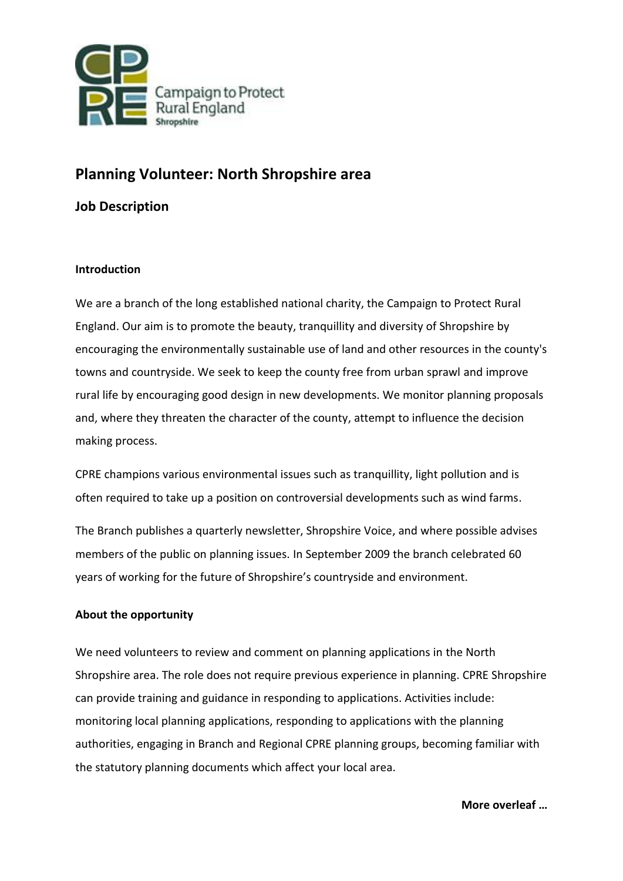Campaign to Protect Rural England
Shropshire

## Planning Volunteer: North Shropshire area

### Job Description

**Introduction**

We are a branch of the long established national charity, the Campaign to Protect Rural England. Our aim is to promote the beauty, tranquillity and diversity of Shropshire by encouraging the environmentally sustainable use of land and other resources in the county's towns and countryside. We seek to keep the county free from urban sprawl and improve rural life by encouraging good design in new developments. We monitor planning proposals and, where they threaten the character of the county, attempt to influence the decision making process.

CPRE champions various environmental issues such as tranquillity, light pollution and is often required to take up a position on controversial developments such as wind farms.

The Branch publishes a quarterly newsletter, Shropshire Voice, and where possible advises members of the public on planning issues. In September 2009 the branch celebrated 60 years of working for the future of Shropshire's countryside and environment.

**About the opportunity**

We need volunteers to review and comment on planning applications in the North Shropshire area. The role does not require previous experience in planning. CPRE Shropshire can provide training and guidance in responding to applications. Activities include: monitoring local planning applications, responding to applications with the planning authorities, engaging in Branch and Regional CPRE planning groups, becoming familiar with the statutory planning documents which affect your local area.

**More overleaf …**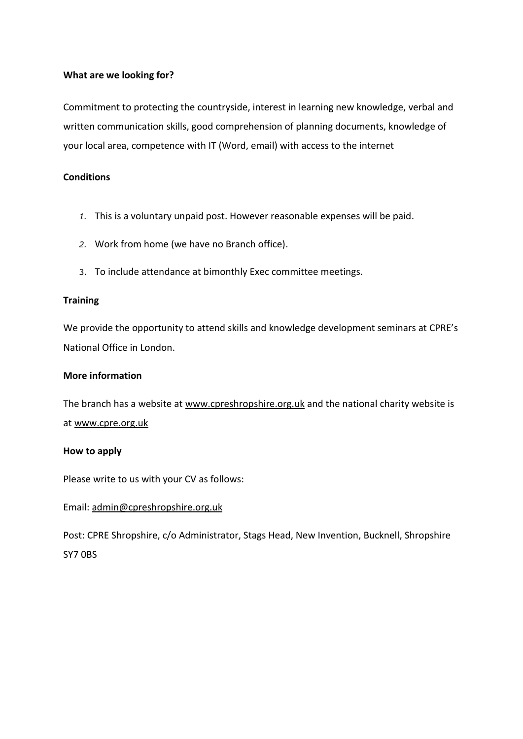**What are we looking for?**

Commitment to protecting the countryside, interest in learning new knowledge, verbal and written communication skills, good comprehension of planning documents, knowledge of your local area, competence with IT (Word, email) with access to the internet

**Conditions**

1. This is a voluntary unpaid post. However reasonable expenses will be paid.
2. Work from home (we have no Branch office).
3. To include attendance at bimonthly Exec committee meetings.

**Training**

We provide the opportunity to attend skills and knowledge development seminars at CPRE's National Office in London.

**More information**

The branch has a website at www.cpreshropshire.org.uk and the national charity website is at www.cpre.org.uk

**How to apply**

Please write to us with your CV as follows:

Email: admin@cpreshropshire.org.uk

Post: CPRE Shropshire, c/o Administrator, Stags Head, New Invention, Bucknell, Shropshire SY7 0BS